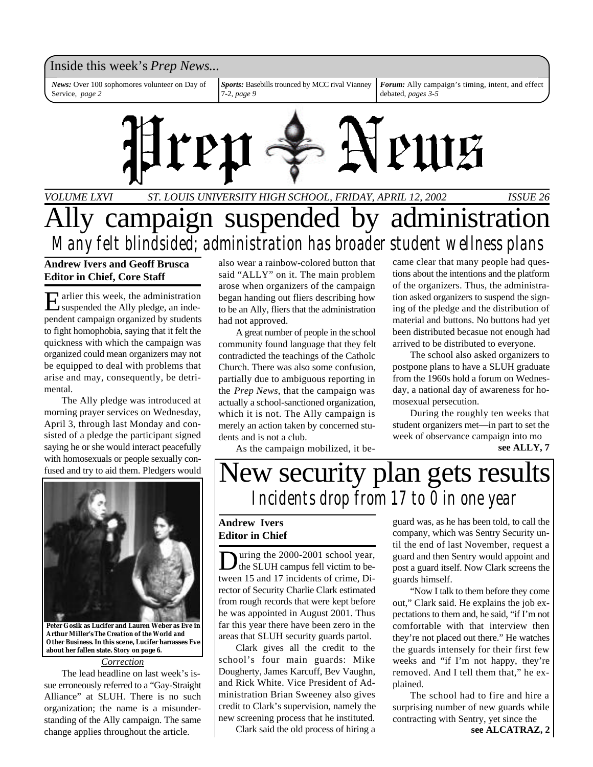Inside this week's *Prep News*...

*News:* Over 100 sophomores volunteer on Day of Service, *page 2*

*Sports:* Basebills trounced by MCC rival Vianney 7-2, *page 9*

*Forum:* Ally campaign's timing, intent, and effect debated, *pages 3-5*

# Prep News

*VOLUME LXVI — ST. LOUIS UNIVERSITY HIGH SCHOOL, FRIDAY, APRIL 12, 2002 — ISSUE 26*

# Ally campaign suspended by administration

## Many felt blindsided; administration has broader student wellness plans

**Andrew Ivers and Geoff Brusca**
**Editor in Chief, Core Staff**

Earlier this week, the administration suspended the Ally pledge, an independent campaign organized by students to fight homophobia, saying that it felt the quickness with which the campaign was organized could mean organizers may not be equipped to deal with problems that arise and may, consequently, be detrimental.

The Ally pledge was introduced at morning prayer services on Wednesday, April 3, through last Monday and consisted of a pledge the participant signed saying he or she would interact peacefully with homosexuals or people sexually confused and try to aid them. Pledgers would also wear a rainbow-colored button that said "ALLY" on it. The main problem arose when organizers of the campaign began handing out fliers describing how to be an Ally, fliers that the administration had not approved.

A great number of people in the school community found language that they felt contradicted the teachings of the Catholc Church. There was also some confusion, partially due to ambiguous reporting in the *Prep News*, that the campaign was actually a school-sanctioned organization, which it is not. The Ally campaign is merely an action taken by concerned students and is not a club.

As the campaign mobilized, it became clear that many people had questions about the intentions and the platform of the organizers. Thus, the administration asked organizers to suspend the signing of the pledge and the distribution of material and buttons. No buttons had yet been distributed becasue not enough had arrived to be distributed to everyone.

The school also asked organizers to postpone plans to have a SLUH graduate from the 1960s hold a forum on Wednesday, a national day of awareness for homosexual persecution.

During the roughly ten weeks that student organizers met—in part to set the week of observance campaign into mo

**see ALLY, 7**

**Peter Gosik as Lucifer and Lauren Weber as Eve in Arthur Miller's *The Creation of the World and Other Business*. In this scene, Lucifer harrasses Eve about her fallen state. Story on page 6.**

*Correction*

The lead headline on last week's issue erroneously referred to a "Gay-Straight Alliance" at SLUH. There is no such organization; the name is a misunderstanding of the Ally campaign. The same change applies throughout the article.

# New security plan gets results

## Incidents drop from 17 to 0 in one year

**Andrew Ivers**
**Editor in Chief**

During the 2000-2001 school year, the SLUH campus fell victim to between 15 and 17 incidents of crime, Director of Security Charlie Clark estimated from rough records that were kept before he was appointed in August 2001. Thus far this year there have been zero in the areas that SLUH security guards partol.

Clark gives all the credit to the school's four main guards: Mike Dougherty, James Karcuff, Bev Vaughn, and Rick White. Vice President of Administration Brian Sweeney also gives credit to Clark's supervision, namely the new screening process that he instituted.

Clark said the old process of hiring a guard was, as he has been told, to call the company, which was Sentry Security until the end of last November, request a guard and then Sentry would appoint and post a guard itself. Now Clark screens the guards himself.

"Now I talk to them before they come out," Clark said. He explains the job expectations to them and, he said, "if I'm not comfortable with that interview then they're not placed out there." He watches the guards intensely for their first few weeks and "if I'm not happy, they're removed. And I tell them that," he explained.

The school had to fire and hire a surprising number of new guards while contracting with Sentry, yet since the

**see ALCATRAZ, 2**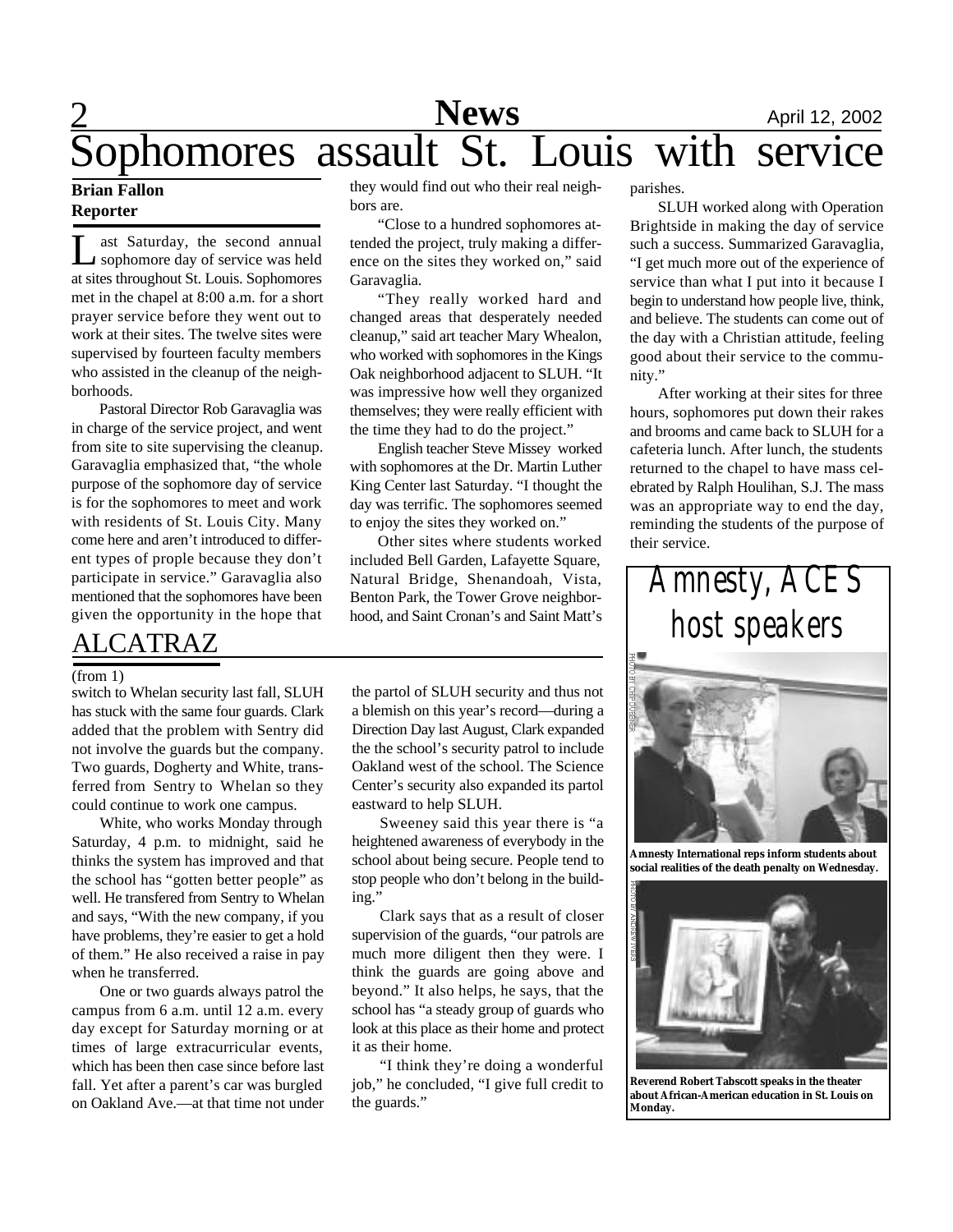# Sophomores assault St. Louis with service

**Brian Fallon**
**Reporter**

Last Saturday, the second annual sophomore day of service was held at sites throughout St. Louis. Sophomores met in the chapel at 8:00 a.m. for a short prayer service before they went out to work at their sites. The twelve sites were supervised by fourteen faculty members who assisted in the cleanup of the neighborhoods.

Pastoral Director Rob Garavaglia was in charge of the service project, and went from site to site supervising the cleanup. Garavaglia emphasized that, "the whole purpose of the sophomore day of service is for the sophomores to meet and work with residents of St. Louis City. Many come here and aren't introduced to different types of prople because they don't participate in service." Garavaglia also mentioned that the sophomores have been given the opportunity in the hope that they would find out who their real neighbors are.

"Close to a hundred sophomores attended the project, truly making a difference on the sites they worked on," said Garavaglia.

"They really worked hard and changed areas that desperately needed cleanup," said art teacher Mary Whealon, who worked with sophomores in the Kings Oak neighborhood adjacent to SLUH. "It was impressive how well they organized themselves; they were really efficient with the time they had to do the project."

English teacher Steve Missey worked with sophomores at the Dr. Martin Luther King Center last Saturday. "I thought the day was terrific. The sophomores seemed to enjoy the sites they worked on."

Other sites where students worked included Bell Garden, Lafayette Square, Natural Bridge, Shenandoah, Vista, Benton Park, the Tower Grove neighborhood, and Saint Cronan's and Saint Matt's parishes.

SLUH worked along with Operation Brightside in making the day of service such a success. Summarized Garavaglia, "I get much more out of the experience of service than what I put into it because I begin to understand how people live, think, and believe. The students can come out of the day with a Christian attitude, feeling good about their service to the community."

After working at their sites for three hours, sophomores put down their rakes and brooms and came back to SLUH for a cafeteria lunch. After lunch, the students returned to the chapel to have mass celebrated by Ralph Houlihan, S.J. The mass was an appropriate way to end the day, reminding the students of the purpose of their service.

## ALCATRAZ

(from 1)

switch to Whelan security last fall, SLUH has stuck with the same four guards. Clark added that the problem with Sentry did not involve the guards but the company. Two guards, Dogherty and White, transferred from Sentry to Whelan so they could continue to work one campus.

White, who works Monday through Saturday, 4 p.m. to midnight, said he thinks the system has improved and that the school has "gotten better people" as well. He transfered from Sentry to Whelan and says, "With the new company, if you have problems, they're easier to get a hold of them." He also received a raise in pay when he transferred.

One or two guards always patrol the campus from 6 a.m. until 12 a.m. every day except for Saturday morning or at times of large extracurricular events, which has been then case since before last fall. Yet after a parent's car was burgled on Oakland Ave.—at that time not under the partol of SLUH security and thus not a blemish on this year's record—during a Direction Day last August, Clark expanded the the school's security patrol to include Oakland west of the school. The Science Center's security also expanded its partol eastward to help SLUH.

Sweeney said this year there is "a heightened awareness of everybody in the school about being secure. People tend to stop people who don't belong in the building."

Clark says that as a result of closer supervision of the guards, "our patrols are much more diligent then they were. I think the guards are going above and beyond." It also helps, he says, that the school has "a steady group of guards who look at this place as their home and protect it as their home.

"I think they're doing a wonderful job," he concluded, "I give full credit to the guards."

## Amnesty, ACES host speakers

PHOTO BY CHIP DUSBNER

**Amnesty International reps inform students about social realities of the death penalty on Wednesday.**

PHOTO BY ANDREW WIERS

**Reverend Robert Tabscott speaks in the theater about African-American education in St. Louis on Monday.**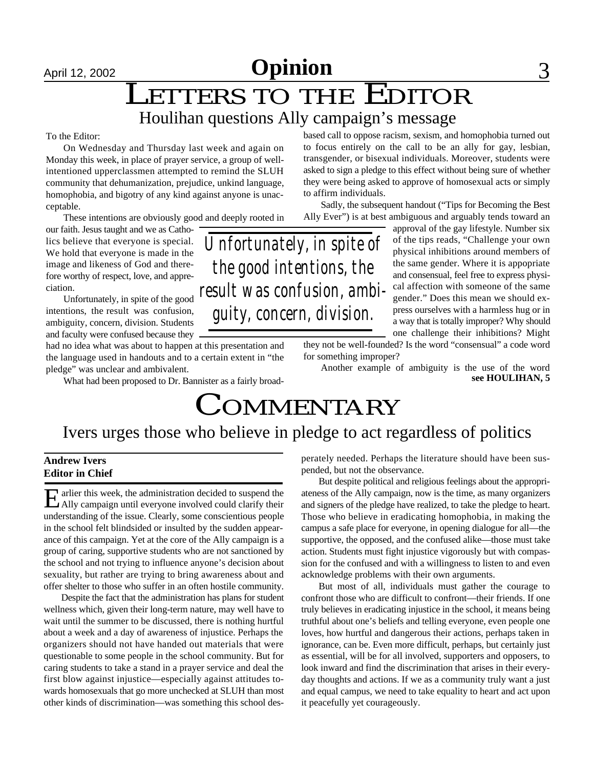# Opinion

# LETTERS TO THE EDITOR

## Houlihan questions Ally campaign's message

To the Editor:

On Wednesday and Thursday last week and again on Monday this week, in place of prayer service, a group of well-intentioned upperclassmen attempted to remind the SLUH community that dehumanization, prejudice, unkind language, homophobia, and bigotry of any kind against anyone is unacceptable.

These intentions are obviously good and deeply rooted in our faith. Jesus taught and we as Catholics believe that everyone is special. We hold that everyone is made in the image and likeness of God and therefore worthy of respect, love, and appreciation.

Unfortunately, in spite of the good intentions, the result was confusion, ambiguity, concern, division. Students and faculty were confused because they had no idea what was about to happen at this presentation and the language used in handouts and to a certain extent in "the pledge" was unclear and ambivalent.

What had been proposed to Dr. Bannister as a fairly broad-based call to oppose racism, sexism, and homophobia turned out to focus entirely on the call to be an ally for gay, lesbian, transgender, or bisexual individuals. Moreover, students were asked to sign a pledge to this effect without being sure of whether they were being asked to approve of homosexual acts or simply to affirm individuals.

*Unfortunately, in spite of the good intentions, the result was confusion, ambiguity, concern, division.*

Sadly, the subsequent handout ("Tips for Becoming the Best Ally Ever") is at best ambiguous and arguably tends toward an approval of the gay lifestyle. Number six of the tips reads, "Challenge your own physical inhibitions around members of the same gender. Where it is appopriate and consensual, feel free to express physical affection with someone of the same gender." Does this mean we should express ourselves with a harmless hug or in a way that is totally improper? Why should one challenge their inhibitions? Might they not be well-founded? Is the word "consensual" a code word for something improper?

Another example of ambiguity is the use of the word

**see HOULIHAN, 5**

# COMMENTARY

## Ivers urges those who believe in pledge to act regardless of politics

**Andrew Ivers**
**Editor in Chief**

Earlier this week, the administration decided to suspend the Ally campaign until everyone involved could clarify their understanding of the issue. Clearly, some conscientious people in the school felt blindsided or insulted by the sudden appearance of this campaign. Yet at the core of the Ally campaign is a group of caring, supportive students who are not sanctioned by the school and not trying to influence anyone's decision about sexuality, but rather are trying to bring awareness about and offer shelter to those who suffer in an often hostile community.

Despite the fact that the administration has plans for student wellness which, given their long-term nature, may well have to wait until the summer to be discussed, there is nothing hurtful about a week and a day of awareness of injustice. Perhaps the organizers should not have handed out materials that were questionable to some people in the school community. But for caring students to take a stand in a prayer service and deal the first blow against injustice—especially against attitudes towards homosexuals that go more unchecked at SLUH than most other kinds of discrimination—was something this school desperately needed. Perhaps the literature should have been suspended, but not the observance.

But despite political and religious feelings about the appropriateness of the Ally campaign, now is the time, as many organizers and signers of the pledge have realized, to take the pledge to heart. Those who believe in eradicating homophobia, in making the campus a safe place for everyone, in opening dialogue for all—the supportive, the opposed, and the confused alike—those must take action. Students must fight injustice vigorously but with compassion for the confused and with a willingness to listen to and even acknowledge problems with their own arguments.

But most of all, individuals must gather the courage to confront those who are difficult to confront—their friends. If one truly believes in eradicating injustice in the school, it means being truthful about one's beliefs and telling everyone, even people one loves, how hurtful and dangerous their actions, perhaps taken in ignorance, can be. Even more difficult, perhaps, but certainly just as essential, will be for all involved, supporters and opposers, to look inward and find the discrimination that arises in their everyday thoughts and actions. If we as a community truly want a just and equal campus, we need to take equality to heart and act upon it peacefully yet courageously.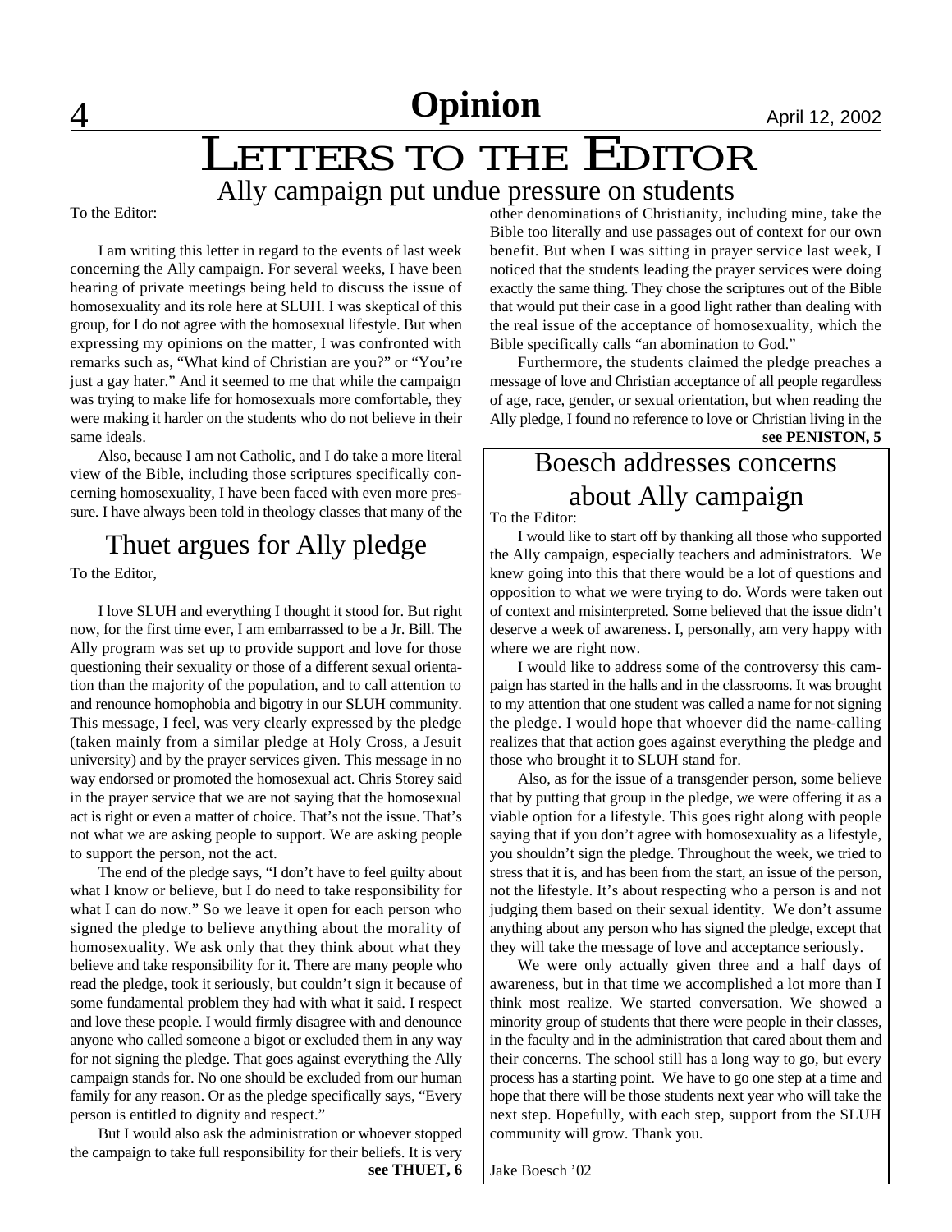# LETTERS TO THE EDITOR

## Ally campaign put undue pressure on students

To the Editor:

I am writing this letter in regard to the events of last week concerning the Ally campaign. For several weeks, I have been hearing of private meetings being held to discuss the issue of homosexuality and its role here at SLUH. I was skeptical of this group, for I do not agree with the homosexual lifestyle. But when expressing my opinions on the matter, I was confronted with remarks such as, "What kind of Christian are you?" or "You're just a gay hater." And it seemed to me that while the campaign was trying to make life for homosexuals more comfortable, they were making it harder on the students who do not believe in their same ideals.

Also, because I am not Catholic, and I do take a more literal view of the Bible, including those scriptures specifically concerning homosexuality, I have been faced with even more pressure. I have always been told in theology classes that many of the other denominations of Christianity, including mine, take the Bible too literally and use passages out of context for our own benefit. But when I was sitting in prayer service last week, I noticed that the students leading the prayer services were doing exactly the same thing. They chose the scriptures out of the Bible that would put their case in a good light rather than dealing with the real issue of the acceptance of homosexuality, which the Bible specifically calls "an abomination to God."

Furthermore, the students claimed the pledge preaches a message of love and Christian acceptance of all people regardless of age, race, gender, or sexual orientation, but when reading the Ally pledge, I found no reference to love or Christian living in the

**see PENISTON, 5**

## Thuet argues for Ally pledge

To the Editor,

I love SLUH and everything I thought it stood for. But right now, for the first time ever, I am embarrassed to be a Jr. Bill. The Ally program was set up to provide support and love for those questioning their sexuality or those of a different sexual orientation than the majority of the population, and to call attention to and renounce homophobia and bigotry in our SLUH community. This message, I feel, was very clearly expressed by the pledge (taken mainly from a similar pledge at Holy Cross, a Jesuit university) and by the prayer services given. This message in no way endorsed or promoted the homosexual act. Chris Storey said in the prayer service that we are not saying that the homosexual act is right or even a matter of choice. That's not the issue. That's not what we are asking people to support. We are asking people to support the person, not the act.

The end of the pledge says, "I don't have to feel guilty about what I know or believe, but I do need to take responsibility for what I can do now." So we leave it open for each person who signed the pledge to believe anything about the morality of homosexuality. We ask only that they think about what they believe and take responsibility for it. There are many people who read the pledge, took it seriously, but couldn't sign it because of some fundamental problem they had with what it said. I respect and love these people. I would firmly disagree with and denounce anyone who called someone a bigot or excluded them in any way for not signing the pledge. That goes against everything the Ally campaign stands for. No one should be excluded from our human family for any reason. Or as the pledge specifically says, "Every person is entitled to dignity and respect."

But I would also ask the administration or whoever stopped the campaign to take full responsibility for their beliefs. It is very

**see THUET, 6**

## Boesch addresses concerns about Ally campaign

To the Editor:

I would like to start off by thanking all those who supported the Ally campaign, especially teachers and administrators. We knew going into this that there would be a lot of questions and opposition to what we were trying to do. Words were taken out of context and misinterpreted. Some believed that the issue didn't deserve a week of awareness. I, personally, am very happy with where we are right now.

I would like to address some of the controversy this campaign has started in the halls and in the classrooms. It was brought to my attention that one student was called a name for not signing the pledge. I would hope that whoever did the name-calling realizes that that action goes against everything the pledge and those who brought it to SLUH stand for.

Also, as for the issue of a transgender person, some believe that by putting that group in the pledge, we were offering it as a viable option for a lifestyle. This goes right along with people saying that if you don't agree with homosexuality as a lifestyle, you shouldn't sign the pledge. Throughout the week, we tried to stress that it is, and has been from the start, an issue of the person, not the lifestyle. It's about respecting who a person is and not judging them based on their sexual identity. We don't assume anything about any person who has signed the pledge, except that they will take the message of love and acceptance seriously.

We were only actually given three and a half days of awareness, but in that time we accomplished a lot more than I think most realize. We started conversation. We showed a minority group of students that there were people in their classes, in the faculty and in the administration that cared about them and their concerns. The school still has a long way to go, but every process has a starting point. We have to go one step at a time and hope that there will be those students next year who will take the next step. Hopefully, with each step, support from the SLUH community will grow. Thank you.

Jake Boesch '02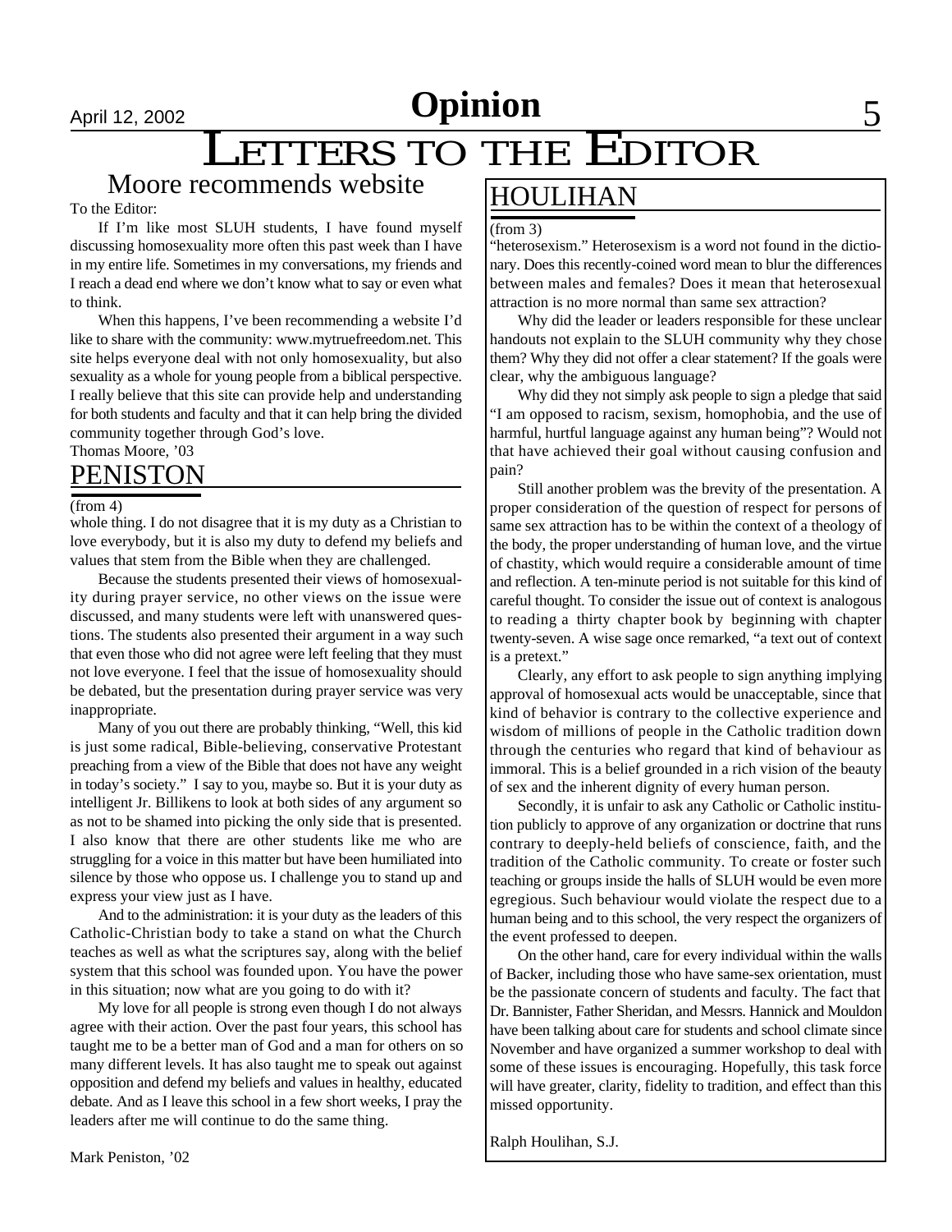# Opinion

# LETTERS TO THE EDITOR

## Moore recommends website

To the Editor:

If I'm like most SLUH students, I have found myself discussing homosexuality more often this past week than I have in my entire life. Sometimes in my conversations, my friends and I reach a dead end where we don't know what to say or even what to think.

When this happens, I've been recommending a website I'd like to share with the community: www.mytruefreedom.net. This site helps everyone deal with not only homosexuality, but also sexuality as a whole for young people from a biblical perspective. I really believe that this site can provide help and understanding for both students and faculty and that it can help bring the divided community together through God's love.

Thomas Moore, '03

## PENISTON

(from 4)

whole thing. I do not disagree that it is my duty as a Christian to love everybody, but it is also my duty to defend my beliefs and values that stem from the Bible when they are challenged.

Because the students presented their views of homosexuality during prayer service, no other views on the issue were discussed, and many students were left with unanswered questions. The students also presented their argument in a way such that even those who did not agree were left feeling that they must not love everyone. I feel that the issue of homosexuality should be debated, but the presentation during prayer service was very inappropriate.

Many of you out there are probably thinking, "Well, this kid is just some radical, Bible-believing, conservative Protestant preaching from a view of the Bible that does not have any weight in today's society." I say to you, maybe so. But it is your duty as intelligent Jr. Billikens to look at both sides of any argument so as not to be shamed into picking the only side that is presented. I also know that there are other students like me who are struggling for a voice in this matter but have been humiliated into silence by those who oppose us. I challenge you to stand up and express your view just as I have.

And to the administration: it is your duty as the leaders of this Catholic-Christian body to take a stand on what the Church teaches as well as what the scriptures say, along with the belief system that this school was founded upon. You have the power in this situation; now what are you going to do with it?

My love for all people is strong even though I do not always agree with their action. Over the past four years, this school has taught me to be a better man of God and a man for others on so many different levels. It has also taught me to speak out against opposition and defend my beliefs and values in healthy, educated debate. And as I leave this school in a few short weeks, I pray the leaders after me will continue to do the same thing.

Mark Peniston, '02

## HOULIHAN

(from 3)

"heterosexism." Heterosexism is a word not found in the dictionary. Does this recently-coined word mean to blur the differences between males and females? Does it mean that heterosexual attraction is no more normal than same sex attraction?

Why did the leader or leaders responsible for these unclear handouts not explain to the SLUH community why they chose them? Why they did not offer a clear statement? If the goals were clear, why the ambiguous language?

Why did they not simply ask people to sign a pledge that said "I am opposed to racism, sexism, homophobia, and the use of harmful, hurtful language against any human being"? Would not that have achieved their goal without causing confusion and pain?

Still another problem was the brevity of the presentation. A proper consideration of the question of respect for persons of same sex attraction has to be within the context of a theology of the body, the proper understanding of human love, and the virtue of chastity, which would require a considerable amount of time and reflection. A ten-minute period is not suitable for this kind of careful thought. To consider the issue out of context is analogous to reading a thirty chapter book by beginning with chapter twenty-seven. A wise sage once remarked, "a text out of context is a pretext."

Clearly, any effort to ask people to sign anything implying approval of homosexual acts would be unacceptable, since that kind of behavior is contrary to the collective experience and wisdom of millions of people in the Catholic tradition down through the centuries who regard that kind of behaviour as immoral. This is a belief grounded in a rich vision of the beauty of sex and the inherent dignity of every human person.

Secondly, it is unfair to ask any Catholic or Catholic institution publicly to approve of any organization or doctrine that runs contrary to deeply-held beliefs of conscience, faith, and the tradition of the Catholic community. To create or foster such teaching or groups inside the halls of SLUH would be even more egregious. Such behaviour would violate the respect due to a human being and to this school, the very respect the organizers of the event professed to deepen.

On the other hand, care for every individual within the walls of Backer, including those who have same-sex orientation, must be the passionate concern of students and faculty. The fact that Dr. Bannister, Father Sheridan, and Messrs. Hannick and Mouldon have been talking about care for students and school climate since November and have organized a summer workshop to deal with some of these issues is encouraging. Hopefully, this task force will have greater, clarity, fidelity to tradition, and effect than this missed opportunity.

Ralph Houlihan, S.J.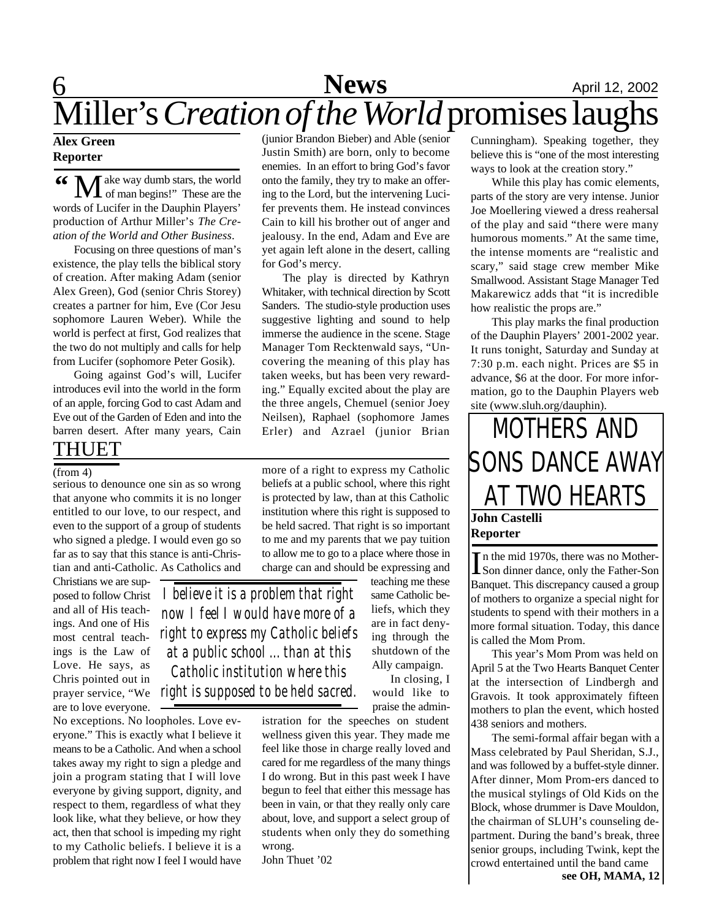# Miller's *Creation of the World* promises laughs

**Alex Green**
**Reporter**

"Make way dumb stars, the world of man begins!" These are the words of Lucifer in the Dauphin Players' production of Arthur Miller's *The Creation of the World and Other Business*.

Focusing on three questions of man's existence, the play tells the biblical story of creation. After making Adam (senior Alex Green), God (senior Chris Storey) creates a partner for him, Eve (Cor Jesu sophomore Lauren Weber). While the world is perfect at first, God realizes that the two do not multiply and calls for help from Lucifer (sophomore Peter Gosik).

Going against God's will, Lucifer introduces evil into the world in the form of an apple, forcing God to cast Adam and Eve out of the Garden of Eden and into the barren desert. After many years, Cain (junior Brandon Bieber) and Able (senior Justin Smith) are born, only to become enemies. In an effort to bring God's favor onto the family, they try to make an offering to the Lord, but the intervening Lucifer prevents them. He instead convinces Cain to kill his brother out of anger and jealousy. In the end, Adam and Eve are yet again left alone in the desert, calling for God's mercy.

The play is directed by Kathryn Whitaker, with technical direction by Scott Sanders. The studio-style production uses suggestive lighting and sound to help immerse the audience in the scene. Stage Manager Tom Recktenwald says, "Uncovering the meaning of this play has taken weeks, but has been very rewarding." Equally excited about the play are the three angels, Chemuel (senior Joey Neilsen), Raphael (sophomore James Erler) and Azrael (junior Brian Cunningham). Speaking together, they believe this is "one of the most interesting ways to look at the creation story."

While this play has comic elements, parts of the story are very intense. Junior Joe Moellering viewed a dress reahersal of the play and said "there were many humorous moments." At the same time, the intense moments are "realistic and scary," said stage crew member Mike Smallwood. Assistant Stage Manager Ted Makarewicz adds that "it is incredible how realistic the props are."

This play marks the final production of the Dauphin Players' 2001-2002 year. It runs tonight, Saturday and Sunday at 7:30 p.m. each night. Prices are $5 in advance, $6 at the door. For more information, go to the Dauphin Players web site (www.sluh.org/dauphin).

## THUET

(from 4)

serious to denounce one sin as so wrong that anyone who commits it is no longer entitled to our love, to our respect, and even to the support of a group of students who signed a pledge. I would even go so far as to say that this stance is anti-Christian and anti-Catholic. As Catholics and Christians we are supposed to follow Christ and all of His teachings. And one of His most central teachings is the Law of Love. He says, as Chris pointed out in prayer service, "We are to love everyone. No exceptions. No loopholes. Love everyone." This is exactly what I believe it means to be a Catholic. And when a school takes away my right to sign a pledge and join a program stating that I will love everyone by giving support, dignity, and respect to them, regardless of what they look like, what they believe, or how they act, then that school is impeding my right to my Catholic beliefs. I believe it is a problem that right now I feel I would have more of a right to express my Catholic beliefs at a public school, where this right is protected by law, than at this Catholic institution where this right is supposed to be held sacred. That right is so important to me and my parents that we pay tuition to allow me to go to a place where those in charge can and should be expressing and teaching me these same Catholic beliefs, which they are in fact denying through the shutdown of the Ally campaign.

> *I believe it is a problem that right now I feel I would have more of a right to express my Catholic beliefs at a public school ... than at this Catholic institution where this right is supposed to be held sacred.*

In closing, I would like to praise the administration for the speeches on student wellness given this year. They made me feel like those in charge really loved and cared for me regardless of the many things I do wrong. But in this past week I have begun to feel that either this message has been in vain, or that they really only care about, love, and support a select group of students when only they do something wrong.

John Thuet '02

## MOTHERS AND SONS DANCE AWAY AT TWO HEARTS

**John Castelli**
**Reporter**

In the mid 1970s, there was no Mother-Son dinner dance, only the Father-Son Banquet. This discrepancy caused a group of mothers to organize a special night for students to spend with their mothers in a more formal situation. Today, this dance is called the Mom Prom.

This year's Mom Prom was held on April 5 at the Two Hearts Banquet Center at the intersection of Lindbergh and Gravois. It took approximately fifteen mothers to plan the event, which hosted 438 seniors and mothers.

The semi-formal affair began with a Mass celebrated by Paul Sheridan, S.J., and was followed by a buffet-style dinner. After dinner, Mom Prom-ers danced to the musical stylings of Old Kids on the Block, whose drummer is Dave Mouldon, the chairman of SLUH's counseling department. During the band's break, three senior groups, including Twink, kept the crowd entertained until the band came

**see OH, MAMA, 12**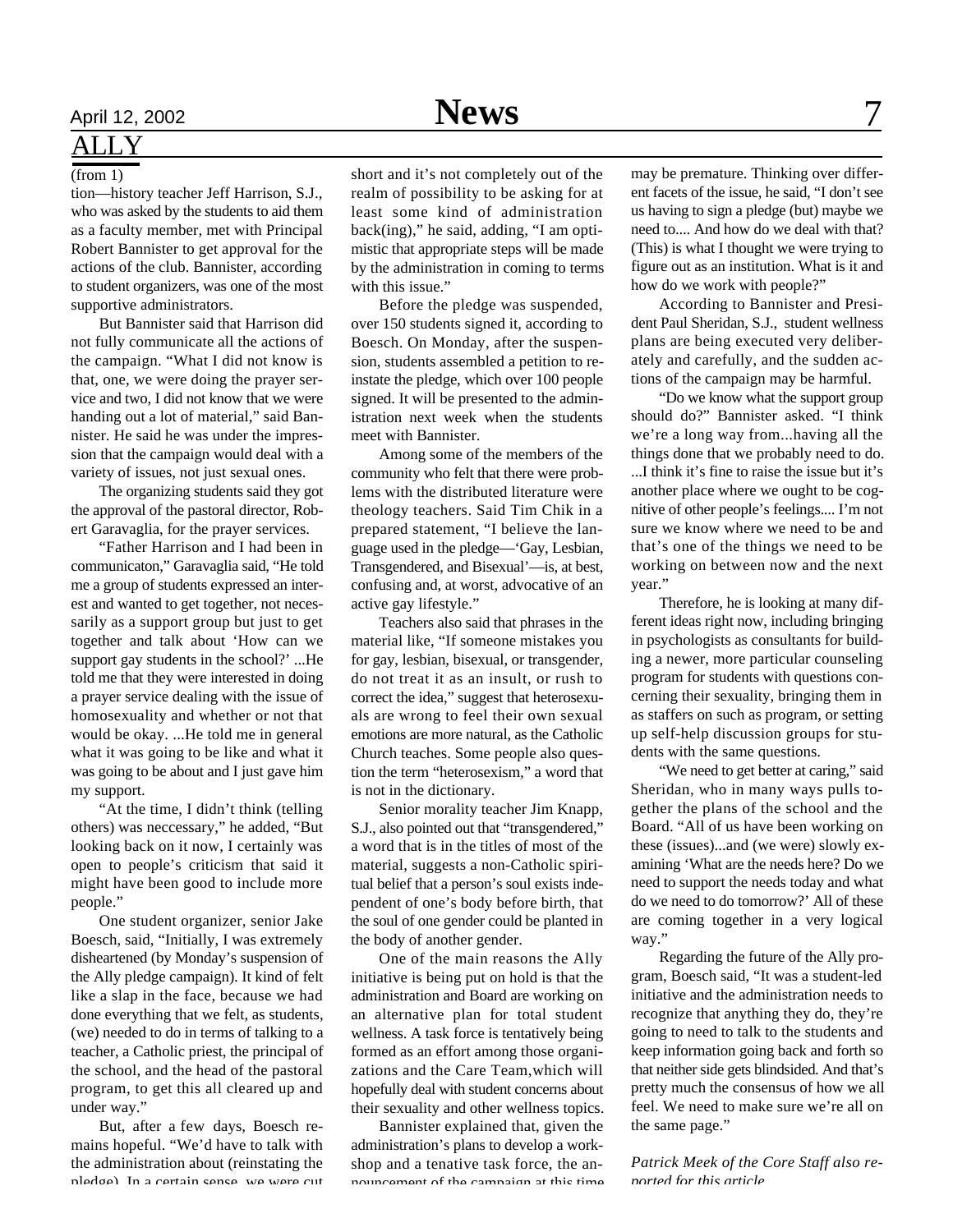## ALLY

(from 1)

tion—history teacher Jeff Harrison, S.J., who was asked by the students to aid them as a faculty member, met with Principal Robert Bannister to get approval for the actions of the club. Bannister, according to student organizers, was one of the most supportive administrators.

But Bannister said that Harrison did not fully communicate all the actions of the campaign. "What I did not know is that, one, we were doing the prayer service and two, I did not know that we were handing out a lot of material," said Bannister. He said he was under the impression that the campaign would deal with a variety of issues, not just sexual ones.

The organizing students said they got the approval of the pastoral director, Robert Garavaglia, for the prayer services.

"Father Harrison and I had been in communicaton," Garavaglia said, "He told me a group of students expressed an interest and wanted to get together, not necessarily as a support group but just to get together and talk about 'How can we support gay students in the school?' ...He told me that they were interested in doing a prayer service dealing with the issue of homosexuality and whether or not that would be okay. ...He told me in general what it was going to be like and what it was going to be about and I just gave him my support.

"At the time, I didn't think (telling others) was neccessary," he added, "But looking back on it now, I certainly was open to people's criticism that said it might have been good to include more people."

One student organizer, senior Jake Boesch, said, "Initially, I was extremely disheartened (by Monday's suspension of the Ally pledge campaign). It kind of felt like a slap in the face, because we had done everything that we felt, as students, (we) needed to do in terms of talking to a teacher, a Catholic priest, the principal of the school, and the head of the pastoral program, to get this all cleared up and under way."

But, after a few days, Boesch remains hopeful. "We'd have to talk with the administration about (reinstating the pledge). In a certain sense, we were cut short and it's not completely out of the realm of possibility to be asking for at least some kind of administration back(ing)," he said, adding, "I am optimistic that appropriate steps will be made by the administration in coming to terms with this issue."

Before the pledge was suspended, over 150 students signed it, according to Boesch. On Monday, after the suspension, students assembled a petition to reinstate the pledge, which over 100 people signed. It will be presented to the administration next week when the students meet with Bannister.

Among some of the members of the community who felt that there were problems with the distributed literature were theology teachers. Said Tim Chik in a prepared statement, "I believe the language used in the pledge—'Gay, Lesbian, Transgendered, and Bisexual'—is, at best, confusing and, at worst, advocative of an active gay lifestyle."

Teachers also said that phrases in the material like, "If someone mistakes you for gay, lesbian, bisexual, or transgender, do not treat it as an insult, or rush to correct the idea," suggest that heterosexuals are wrong to feel their own sexual emotions are more natural, as the Catholic Church teaches. Some people also question the term "heterosexism," a word that is not in the dictionary.

Senior morality teacher Jim Knapp, S.J., also pointed out that "transgendered," a word that is in the titles of most of the material, suggests a non-Catholic spiritual belief that a person's soul exists independent of one's body before birth, that the soul of one gender could be planted in the body of another gender.

One of the main reasons the Ally initiative is being put on hold is that the administration and Board are working on an alternative plan for total student wellness. A task force is tentatively being formed as an effort among those organizations and the Care Team,which will hopefully deal with student concerns about their sexuality and other wellness topics.

Bannister explained that, given the administration's plans to develop a workshop and a tenative task force, the announcement of the campaign at this time may be premature. Thinking over different facets of the issue, he said, "I don't see us having to sign a pledge (but) maybe we need to.... And how do we deal with that? (This) is what I thought we were trying to figure out as an institution. What is it and how do we work with people?"

According to Bannister and President Paul Sheridan, S.J., student wellness plans are being executed very deliberately and carefully, and the sudden actions of the campaign may be harmful.

"Do we know what the support group should do?" Bannister asked. "I think we're a long way from...having all the things done that we probably need to do. ...I think it's fine to raise the issue but it's another place where we ought to be cognitive of other people's feelings.... I'm not sure we know where we need to be and that's one of the things we need to be working on between now and the next year."

Therefore, he is looking at many different ideas right now, including bringing in psychologists as consultants for building a newer, more particular counseling program for students with questions concerning their sexuality, bringing them in as staffers on such as program, or setting up self-help discussion groups for students with the same questions.

"We need to get better at caring," said Sheridan, who in many ways pulls together the plans of the school and the Board. "All of us have been working on these (issues)...and (we were) slowly examining 'What are the needs here? Do we need to support the needs today and what do we need to do tomorrow?' All of these are coming together in a very logical way."

Regarding the future of the Ally program, Boesch said, "It was a student-led initiative and the administration needs to recognize that anything they do, they're going to need to talk to the students and keep information going back and forth so that neither side gets blindsided. And that's pretty much the consensus of how we all feel. We need to make sure we're all on the same page."

*Patrick Meek of the Core Staff also reported for this article.*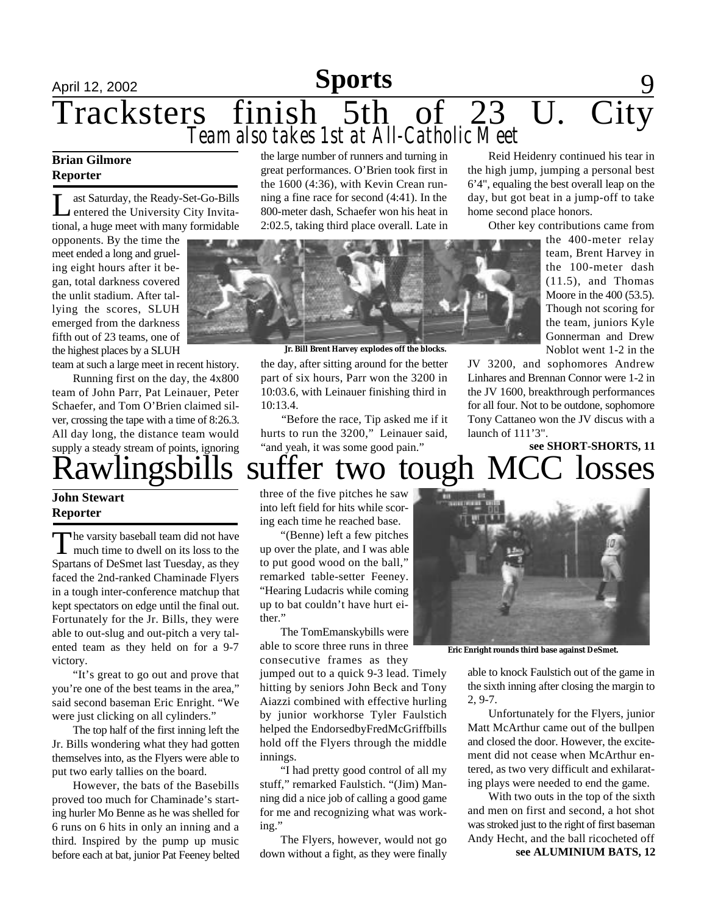# Tracksters finish 5th of 23 U. City

## Team also takes 1st at All-Catholic Meet

**Brian Gilmore**
**Reporter**

Last Saturday, the Ready-Set-Go-Bills entered the University City Invitational, a huge meet with many formidable opponents. By the time the meet ended a long and grueling eight hours after it began, total darkness covered the unlit stadium. After tallying the scores, SLUH emerged from the darkness fifth out of 23 teams, one of the highest places by a SLUH team at such a large meet in recent history.

Running first on the day, the 4x800 team of John Parr, Pat Leinauer, Peter Schaefer, and Tom O'Brien claimed silver, crossing the tape with a time of 8:26.3. All day long, the distance team would supply a steady stream of points, ignoring the large number of runners and turning in great performances. O'Brien took first in the 1600 (4:36), with Kevin Crean running a fine race for second (4:41). In the 800-meter dash, Schaefer won his heat in 2:02.5, taking third place overall. Late in the day, after sitting around for the better part of six hours, Parr won the 3200 in 10:03.6, with Leinauer finishing third in 10:13.4.

Jr. Bill Brent Harvey explodes off the blocks.

"Before the race, Tip asked me if it hurts to run the 3200," Leinauer said, "and yeah, it was some good pain."

Reid Heidenry continued his tear in the high jump, jumping a personal best 6'4", equaling the best overall leap on the day, but got beat in a jump-off to take home second place honors.

Other key contributions came from the 400-meter relay team, Brent Harvey in the 100-meter dash (11.5), and Thomas Moore in the 400 (53.5). Though not scoring for the team, juniors Kyle Gonnerman and Drew Noblot went 1-2 in the JV 3200, and sophomores Andrew Linhares and Brennan Connor were 1-2 in the JV 1600, breakthrough performances for all four. Not to be outdone, sophomore Tony Cattaneo won the JV discus with a launch of 111'3".

**see SHORT-SHORTS, 11**

# Rawlingsbills suffer two tough MCC losses

**John Stewart**
**Reporter**

The varsity baseball team did not have much time to dwell on its loss to the Spartans of DeSmet last Tuesday, as they faced the 2nd-ranked Chaminade Flyers in a tough inter-conference matchup that kept spectators on edge until the final out. Fortunately for the Jr. Bills, they were able to out-slug and out-pitch a very talented team as they held on for a 9-7 victory.

"It's great to go out and prove that you're one of the best teams in the area," said second baseman Eric Enright. "We were just clicking on all cylinders."

The top half of the first inning left the Jr. Bills wondering what they had gotten themselves into, as the Flyers were able to put two early tallies on the board.

However, the bats of the Basebills proved too much for Chaminade's starting hurler Mo Benne as he was shelled for 6 runs on 6 hits in only an inning and a third. Inspired by the pump up music before each at bat, junior Pat Feeney belted three of the five pitches he saw into left field for hits while scoring each time he reached base.

"(Benne) left a few pitches up over the plate, and I was able to put good wood on the ball," remarked table-setter Feeney. "Hearing Ludacris while coming up to bat couldn't have hurt either."

The TomEmanskybills were able to score three runs in three consecutive frames as they jumped out to a quick 9-3 lead. Timely hitting by seniors John Beck and Tony Aiazzi combined with effective hurling by junior workhorse Tyler Faulstich helped the EndorsedbyFredMcGriffbills hold off the Flyers through the middle innings.

"I had pretty good control of all my stuff," remarked Faulstich. "(Jim) Manning did a nice job of calling a good game for me and recognizing what was working."

The Flyers, however, would not go down without a fight, as they were finally able to knock Faulstich out of the game in the sixth inning after closing the margin to 2, 9-7.

Eric Enright rounds third base against DeSmet.

Unfortunately for the Flyers, junior Matt McArthur came out of the bullpen and closed the door. However, the excitement did not cease when McArthur entered, as two very difficult and exhilarating plays were needed to end the game.

With two outs in the top of the sixth and men on first and second, a hot shot was stroked just to the right of first baseman Andy Hecht, and the ball ricocheted off

**see ALUMINIUM BATS, 12**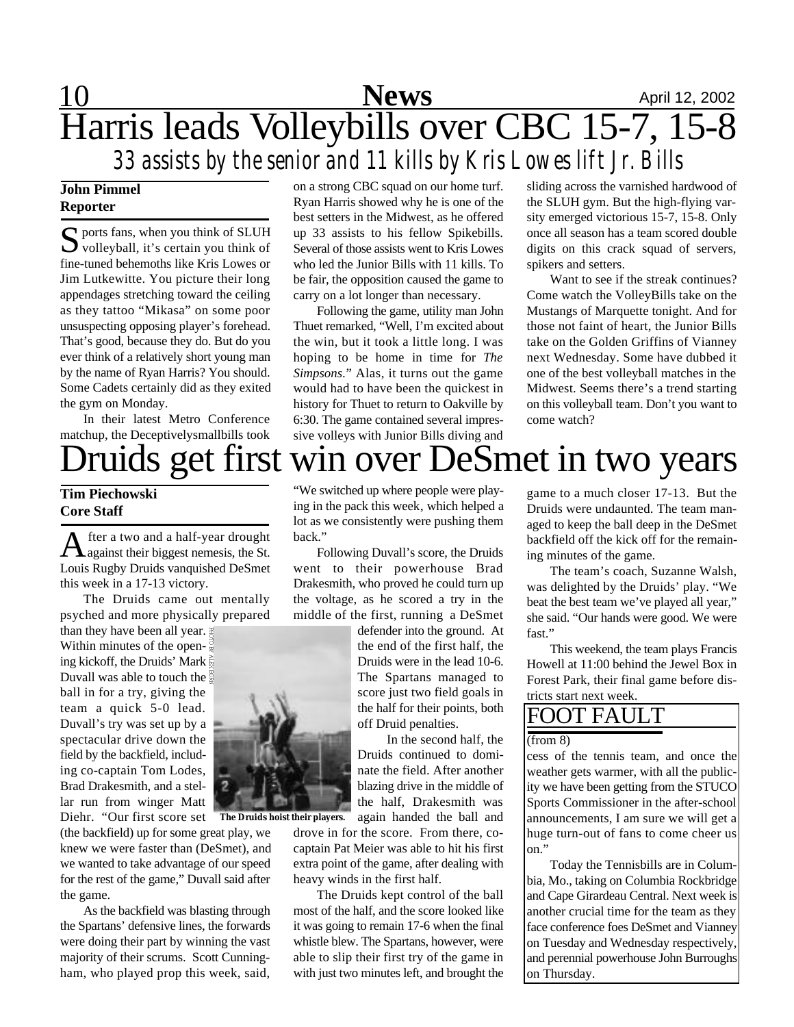# Harris leads Volleybills over CBC 15-7, 15-8

## *33 assists by the senior and 11 kills by Kris Lowes lift Jr. Bills*

**John Pimmel**
**Reporter**

Sports fans, when you think of SLUH volleyball, it's certain you think of fine-tuned behemoths like Kris Lowes or Jim Lutkewitte. You picture their long appendages stretching toward the ceiling as they tattoo "Mikasa" on some poor unsuspecting opposing player's forehead. That's good, because they do. But do you ever think of a relatively short young man by the name of Ryan Harris? You should. Some Cadets certainly did as they exited the gym on Monday.

In their latest Metro Conference matchup, the Deceptivelysmallbills took on a strong CBC squad on our home turf. Ryan Harris showed why he is one of the best setters in the Midwest, as he offered up 33 assists to his fellow Spikebills. Several of those assists went to Kris Lowes who led the Junior Bills with 11 kills. To be fair, the opposition caused the game to carry on a lot longer than necessary.

Following the game, utility man John Thuet remarked, "Well, I'm excited about the win, but it took a little long. I was hoping to be home in time for *The Simpsons*." Alas, it turns out the game would had to have been the quickest in history for Thuet to return to Oakville by 6:30. The game contained several impressive volleys with Junior Bills diving and sliding across the varnished hardwood of the SLUH gym. But the high-flying varsity emerged victorious 15-7, 15-8. Only once all season has a team scored double digits on this crack squad of servers, spikers and setters.

Want to see if the streak continues? Come watch the VolleyBills take on the Mustangs of Marquette tonight. And for those not faint of heart, the Junior Bills take on the Golden Griffins of Vianney next Wednesday. Some have dubbed it one of the best volleyball matches in the Midwest. Seems there's a trend starting on this volleyball team. Don't you want to come watch?

# Druids get first win over DeSmet in two years

**Tim Piechowski**
**Core Staff**

After a two and a half-year drought against their biggest nemesis, the St. Louis Rugby Druids vanquished DeSmet this week in a 17-13 victory.

The Druids came out mentally psyched and more physically prepared than they have been all year. Within minutes of the opening kickoff, the Druids' Mark Duvall was able to touch the ball in for a try, giving the team a quick 5-0 lead. Duvall's try was set up by a spectacular drive down the field by the backfield, including co-captain Tom Lodes, Brad Drakesmith, and a stellar run from winger Matt Diehr. "Our first score set (the backfield) up for some great play, we knew we were faster than (DeSmet), and we wanted to take advantage of our speed for the rest of the game," Duvall said after the game.

PHOTO BY ALEX BORN

**The Druids hoist their players.**

As the backfield was blasting through the Spartans' defensive lines, the forwards were doing their part by winning the vast majority of their scrums. Scott Cunningham, who played prop this week, said, "We switched up where people were playing in the pack this week, which helped a lot as we consistently were pushing them back."

Following Duvall's score, the Druids went to their powerhouse Brad Drakesmith, who proved he could turn up the voltage, as he scored a try in the middle of the first, running a DeSmet defender into the ground. At the end of the first half, the Druids were in the lead 10-6. The Spartans managed to score just two field goals in the half for their points, both off Druid penalties.

In the second half, the Druids continued to dominate the field. After another blazing drive in the middle of the half, Drakesmith was again handed the ball and drove in for the score. From there, co-captain Pat Meier was able to hit his first extra point of the game, after dealing with heavy winds in the first half.

The Druids kept control of the ball most of the half, and the score looked like it was going to remain 17-6 when the final whistle blew. The Spartans, however, were able to slip their first try of the game in with just two minutes left, and brought the game to a much closer 17-13. But the Druids were undaunted. The team managed to keep the ball deep in the DeSmet backfield off the kick off for the remaining minutes of the game.

The team's coach, Suzanne Walsh, was delighted by the Druids' play. "We beat the best team we've played all year," she said. "Our hands were good. We were fast."

This weekend, the team plays Francis Howell at 11:00 behind the Jewel Box in Forest Park, their final game before districts start next week.

## FOOT FAULT

(from 8)

cess of the tennis team, and once the weather gets warmer, with all the publicity we have been getting from the STUCO Sports Commissioner in the after-school announcements, I am sure we will get a huge turn-out of fans to come cheer us on."

Today the Tennisbills are in Columbia, Mo., taking on Columbia Rockbridge and Cape Girardeau Central. Next week is another crucial time for the team as they face conference foes DeSmet and Vianney on Tuesday and Wednesday respectively, and perennial powerhouse John Burroughs on Thursday.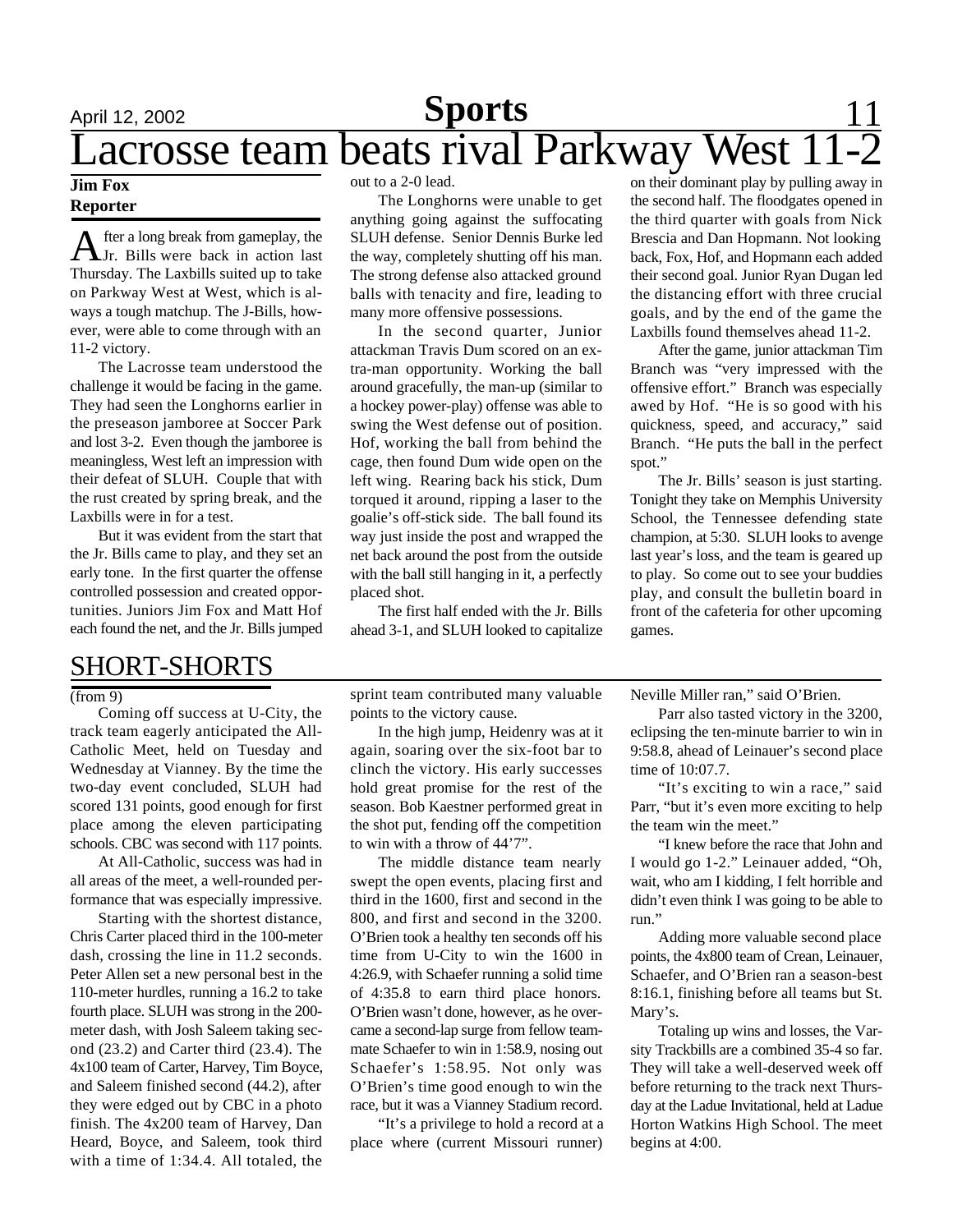# Lacrosse team beats rival Parkway West 11-2

**Jim Fox**
**Reporter**

After a long break from gameplay, the Jr. Bills were back in action last Thursday. The Laxbills suited up to take on Parkway West at West, which is always a tough matchup. The J-Bills, however, were able to come through with an 11-2 victory.

The Lacrosse team understood the challenge it would be facing in the game. They had seen the Longhorns earlier in the preseason jamboree at Soccer Park and lost 3-2. Even though the jamboree is meaningless, West left an impression with their defeat of SLUH. Couple that with the rust created by spring break, and the Laxbills were in for a test.

But it was evident from the start that the Jr. Bills came to play, and they set an early tone. In the first quarter the offense controlled possession and created opportunities. Juniors Jim Fox and Matt Hof each found the net, and the Jr. Bills jumped out to a 2-0 lead.

The Longhorns were unable to get anything going against the suffocating SLUH defense. Senior Dennis Burke led the way, completely shutting off his man. The strong defense also attacked ground balls with tenacity and fire, leading to many more offensive possessions.

In the second quarter, Junior attackman Travis Dum scored on an extra-man opportunity. Working the ball around gracefully, the man-up (similar to a hockey power-play) offense was able to swing the West defense out of position. Hof, working the ball from behind the cage, then found Dum wide open on the left wing. Rearing back his stick, Dum torqued it around, ripping a laser to the goalie's off-stick side. The ball found its way just inside the post and wrapped the net back around the post from the outside with the ball still hanging in it, a perfectly placed shot.

The first half ended with the Jr. Bills ahead 3-1, and SLUH looked to capitalize on their dominant play by pulling away in the second half. The floodgates opened in the third quarter with goals from Nick Brescia and Dan Hopmann. Not looking back, Fox, Hof, and Hopmann each added their second goal. Junior Ryan Dugan led the distancing effort with three crucial goals, and by the end of the game the Laxbills found themselves ahead 11-2.

After the game, junior attackman Tim Branch was "very impressed with the offensive effort." Branch was especially awed by Hof. "He is so good with his quickness, speed, and accuracy," said Branch. "He puts the ball in the perfect spot."

The Jr. Bills' season is just starting. Tonight they take on Memphis University School, the Tennessee defending state champion, at 5:30. SLUH looks to avenge last year's loss, and the team is geared up to play. So come out to see your buddies play, and consult the bulletin board in front of the cafeteria for other upcoming games.

## SHORT-SHORTS

(from 9)

Coming off success at U-City, the track team eagerly anticipated the All-Catholic Meet, held on Tuesday and Wednesday at Vianney. By the time the two-day event concluded, SLUH had scored 131 points, good enough for first place among the eleven participating schools. CBC was second with 117 points.

At All-Catholic, success was had in all areas of the meet, a well-rounded performance that was especially impressive.

Starting with the shortest distance, Chris Carter placed third in the 100-meter dash, crossing the line in 11.2 seconds. Peter Allen set a new personal best in the 110-meter hurdles, running a 16.2 to take fourth place. SLUH was strong in the 200-meter dash, with Josh Saleem taking second (23.2) and Carter third (23.4). The 4x100 team of Carter, Harvey, Tim Boyce, and Saleem finished second (44.2), after they were edged out by CBC in a photo finish. The 4x200 team of Harvey, Dan Heard, Boyce, and Saleem, took third with a time of 1:34.4. All totaled, the sprint team contributed many valuable points to the victory cause.

In the high jump, Heidenry was at it again, soaring over the six-foot bar to clinch the victory. His early successes hold great promise for the rest of the season. Bob Kaestner performed great in the shot put, fending off the competition to win with a throw of 44'7".

The middle distance team nearly swept the open events, placing first and third in the 1600, first and second in the 800, and first and second in the 3200. O'Brien took a healthy ten seconds off his time from U-City to win the 1600 in 4:26.9, with Schaefer running a solid time of 4:35.8 to earn third place honors. O'Brien wasn't done, however, as he overcame a second-lap surge from fellow teammate Schaefer to win in 1:58.9, nosing out Schaefer's 1:58.95. Not only was O'Brien's time good enough to win the race, but it was a Vianney Stadium record.

"It's a privilege to hold a record at a place where (current Missouri runner) Neville Miller ran," said O'Brien.

Parr also tasted victory in the 3200, eclipsing the ten-minute barrier to win in 9:58.8, ahead of Leinauer's second place time of 10:07.7.

"It's exciting to win a race," said Parr, "but it's even more exciting to help the team win the meet."

"I knew before the race that John and I would go 1-2." Leinauer added, "Oh, wait, who am I kidding, I felt horrible and didn't even think I was going to be able to run."

Adding more valuable second place points, the 4x800 team of Crean, Leinauer, Schaefer, and O'Brien ran a season-best 8:16.1, finishing before all teams but St. Mary's.

Totaling up wins and losses, the Varsity Trackbills are a combined 35-4 so far. They will take a well-deserved week off before returning to the track next Thursday at the Ladue Invitational, held at Ladue Horton Watkins High School. The meet begins at 4:00.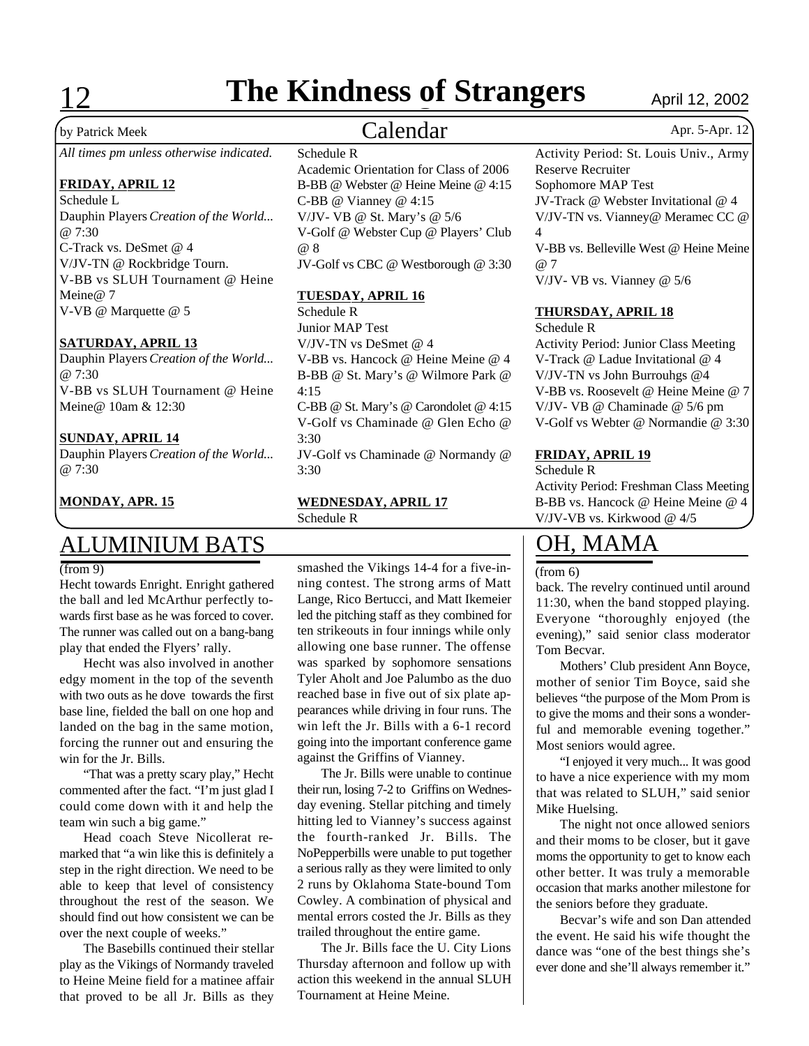# The Kindness of Strangers

## Calendar

by Patrick Meek

Apr. 5-Apr. 12

*All times pm unless otherwise indicated.*

**FRIDAY, APRIL 12**
Schedule L
Dauphin Players *Creation of the World...* @ 7:30
C-Track vs. DeSmet @ 4
V/JV-TN @ Rockbridge Tourn.
V-BB vs SLUH Tournament @ Heine Meine@ 7
V-VB @ Marquette @ 5

**SATURDAY, APRIL 13**
Dauphin Players *Creation of the World...* @ 7:30
V-BB vs SLUH Tournament @ Heine Meine@ 10am & 12:30

**SUNDAY, APRIL 14**
Dauphin Players *Creation of the World...* @ 7:30

**MONDAY, APR. 15**
Schedule R
Academic Orientation for Class of 2006
B-BB @ Webster @ Heine Meine @ 4:15
C-BB @ Vianney @ 4:15
V/JV- VB @ St. Mary's @ 5/6
V-Golf @ Webster Cup @ Players' Club @ 8
JV-Golf vs CBC @ Westborough @ 3:30

**TUESDAY, APRIL 16**
Schedule R
Junior MAP Test
V/JV-TN vs DeSmet @ 4
V-BB vs. Hancock @ Heine Meine @ 4
B-BB @ St. Mary's @ Wilmore Park @ 4:15
C-BB @ St. Mary's @ Carondolet @ 4:15
V-Golf vs Chaminade @ Glen Echo @ 3:30
JV-Golf vs Chaminade @ Normandy @ 3:30

**WEDNESDAY, APRIL 17**
Schedule R
Activity Period: St. Louis Univ., Army Reserve Recruiter
Sophomore MAP Test
JV-Track @ Webster Invitational @ 4
V/JV-TN vs. Vianney@ Meramec CC @ 4
V-BB vs. Belleville West @ Heine Meine @ 7
V/JV- VB vs. Vianney @ 5/6

**THURSDAY, APRIL 18**
Schedule R
Activity Period: Junior Class Meeting
V-Track @ Ladue Invitational @ 4
V/JV-TN vs John Burrouhgs @4
V-BB vs. Roosevelt @ Heine Meine @ 7
V/JV- VB @ Chaminade @ 5/6 pm
V-Golf vs Webter @ Normandie @ 3:30

**FRIDAY, APRIL 19**
Schedule R
Activity Period: Freshman Class Meeting
B-BB vs. Hancock @ Heine Meine @ 4
V/JV-VB vs. Kirkwood @ 4/5

## ALUMINIUM BATS

(from 9)

Hecht towards Enright. Enright gathered the ball and led McArthur perfectly towards first base as he was forced to cover. The runner was called out on a bang-bang play that ended the Flyers' rally.

Hecht was also involved in another edgy moment in the top of the seventh with two outs as he dove towards the first base line, fielded the ball on one hop and landed on the bag in the same motion, forcing the runner out and ensuring the win for the Jr. Bills.

"That was a pretty scary play," Hecht commented after the fact. "I'm just glad I could come down with it and help the team win such a big game."

Head coach Steve Nicollerat remarked that "a win like this is definitely a step in the right direction. We need to be able to keep that level of consistency throughout the rest of the season. We should find out how consistent we can be over the next couple of weeks."

The Basebills continued their stellar play as the Vikings of Normandy traveled to Heine Meine field for a matinee affair that proved to be all Jr. Bills as they smashed the Vikings 14-4 for a five-inning contest. The strong arms of Matt Lange, Rico Bertucci, and Matt Ikemeier led the pitching staff as they combined for ten strikeouts in four innings while only allowing one base runner. The offense was sparked by sophomore sensations Tyler Aholt and Joe Palumbo as the duo reached base in five out of six plate appearances while driving in four runs. The win left the Jr. Bills with a 6-1 record going into the important conference game against the Griffins of Vianney.

The Jr. Bills were unable to continue their run, losing 7-2 to Griffins on Wednesday evening. Stellar pitching and timely hitting led to Vianney's success against the fourth-ranked Jr. Bills. The NoPepperbills were unable to put together a serious rally as they were limited to only 2 runs by Oklahoma State-bound Tom Cowley. A combination of physical and mental errors costed the Jr. Bills as they trailed throughout the entire game.

The Jr. Bills face the U. City Lions Thursday afternoon and follow up with action this weekend in the annual SLUH Tournament at Heine Meine.

## OH, MAMA

(from 6)

back. The revelry continued until around 11:30, when the band stopped playing. Everyone "thoroughly enjoyed (the evening)," said senior class moderator Tom Becvar.

Mothers' Club president Ann Boyce, mother of senior Tim Boyce, said she believes "the purpose of the Mom Prom is to give the moms and their sons a wonderful and memorable evening together." Most seniors would agree.

"I enjoyed it very much... It was good to have a nice experience with my mom that was related to SLUH," said senior Mike Huelsing.

The night not once allowed seniors and their moms to be closer, but it gave moms the opportunity to get to know each other better. It was truly a memorable occasion that marks another milestone for the seniors before they graduate.

Becvar's wife and son Dan attended the event. He said his wife thought the dance was "one of the best things she's ever done and she'll always remember it."